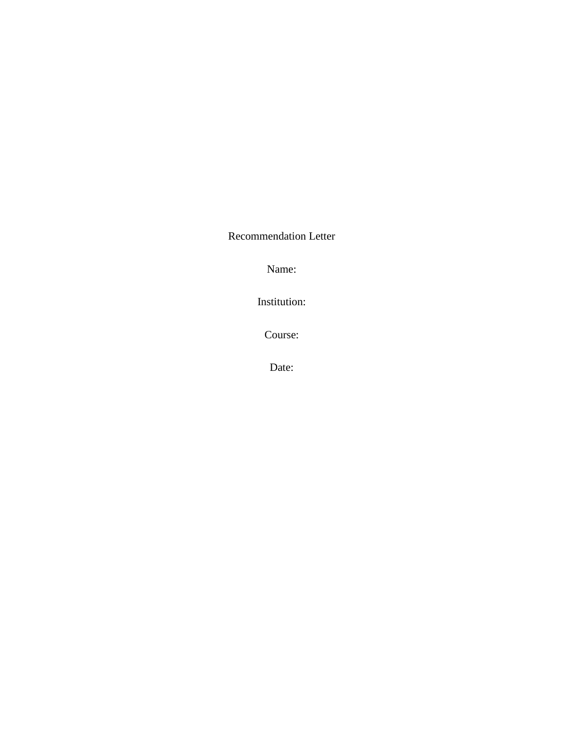Recommendation Letter

Name:

Institution:

Course:

Date: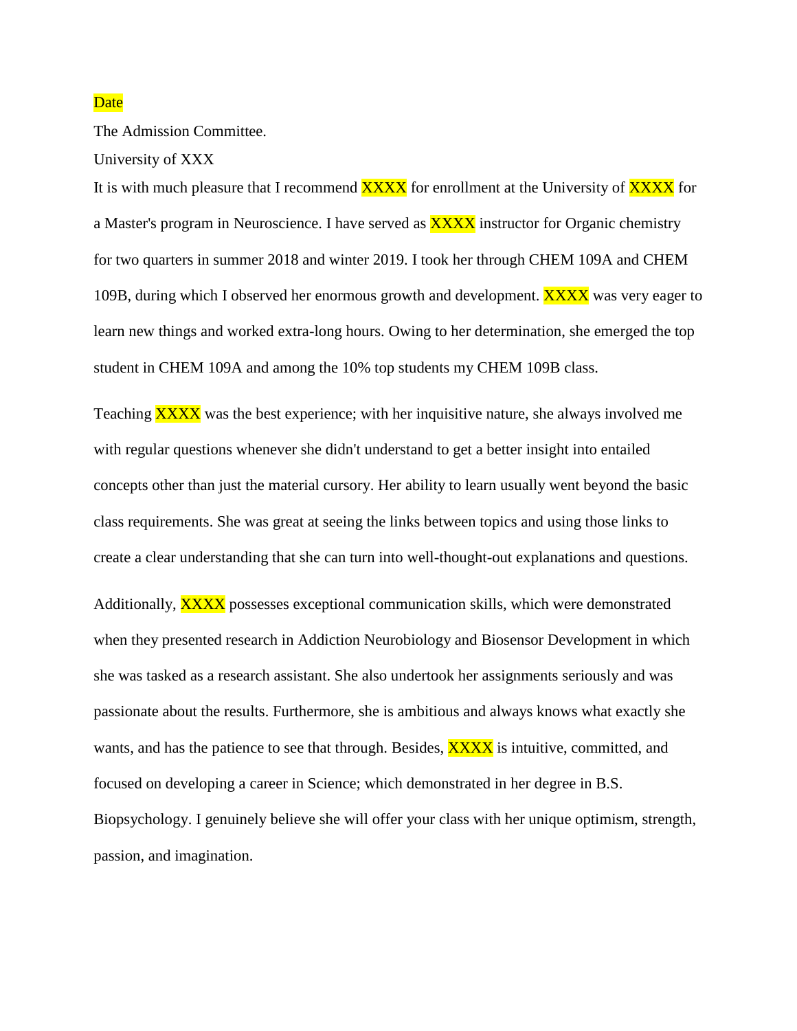Date

The Admission Committee.

University of XXX

It is with much pleasure that I recommend XXXX for enrollment at the University of XXXX for a Master's program in Neuroscience. I have served as XXXX instructor for Organic chemistry for two quarters in summer 2018 and winter 2019. I took her through CHEM 109A and CHEM 109B, during which I observed her enormous growth and development. XXXX was very eager to learn new things and worked extra-long hours. Owing to her determination, she emerged the top student in CHEM 109A and among the 10% top students my CHEM 109B class.

Teaching XXXX was the best experience; with her inquisitive nature, she always involved me with regular questions whenever she didn't understand to get a better insight into entailed concepts other than just the material cursory. Her ability to learn usually went beyond the basic class requirements. She was great at seeing the links between topics and using those links to create a clear understanding that she can turn into well-thought-out explanations and questions.

Additionally, XXXX possesses exceptional communication skills, which were demonstrated when they presented research in Addiction Neurobiology and Biosensor Development in which she was tasked as a research assistant. She also undertook her assignments seriously and was passionate about the results. Furthermore, she is ambitious and always knows what exactly she wants, and has the patience to see that through. Besides, XXXX is intuitive, committed, and focused on developing a career in Science; which demonstrated in her degree in B.S. Biopsychology. I genuinely believe she will offer your class with her unique optimism, strength, passion, and imagination.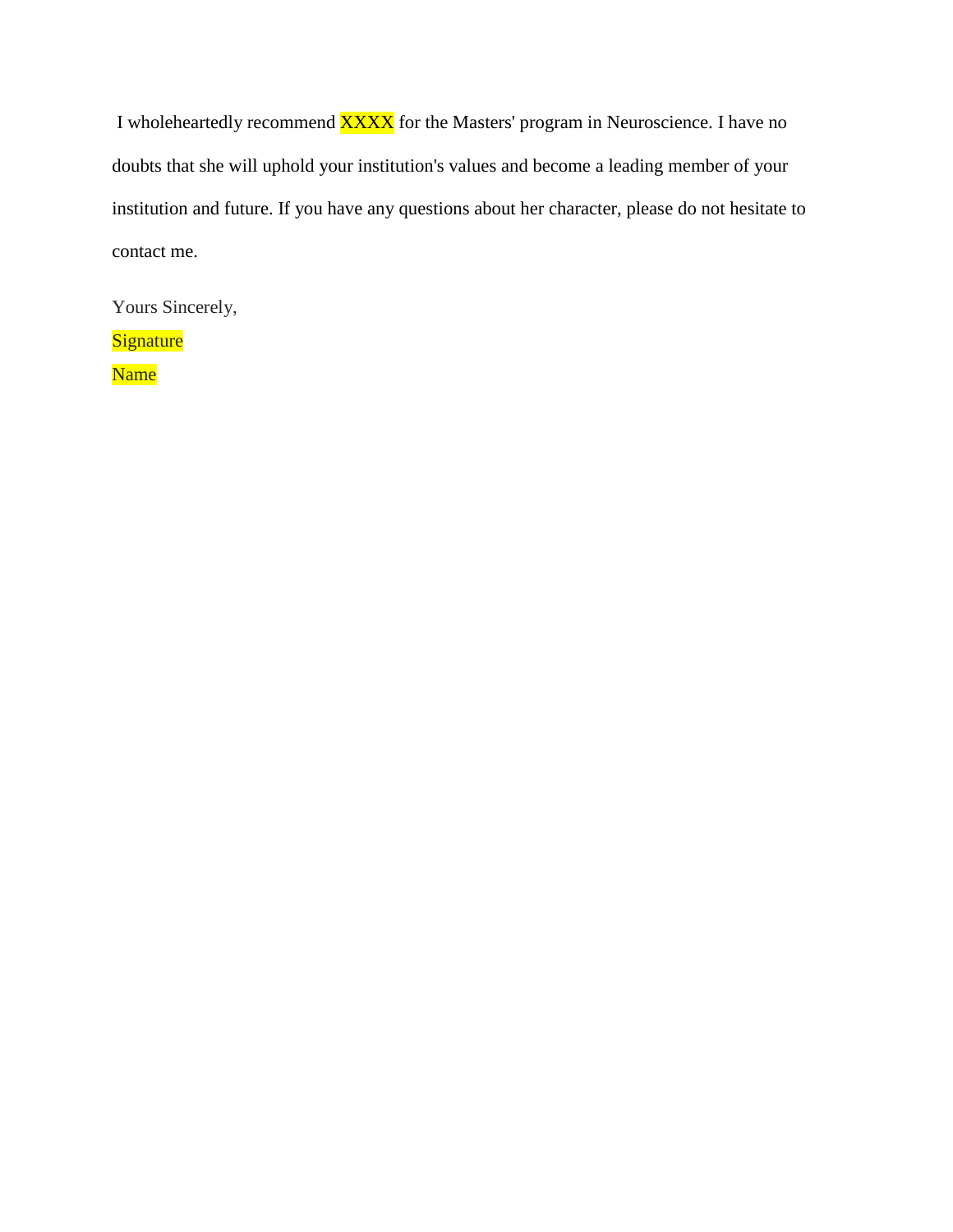I wholeheartedly recommend XXXX for the Masters' program in Neuroscience. I have no doubts that she will uphold your institution's values and become a leading member of your institution and future. If you have any questions about her character, please do not hesitate to contact me.

Yours Sincerely,

Signature

Name